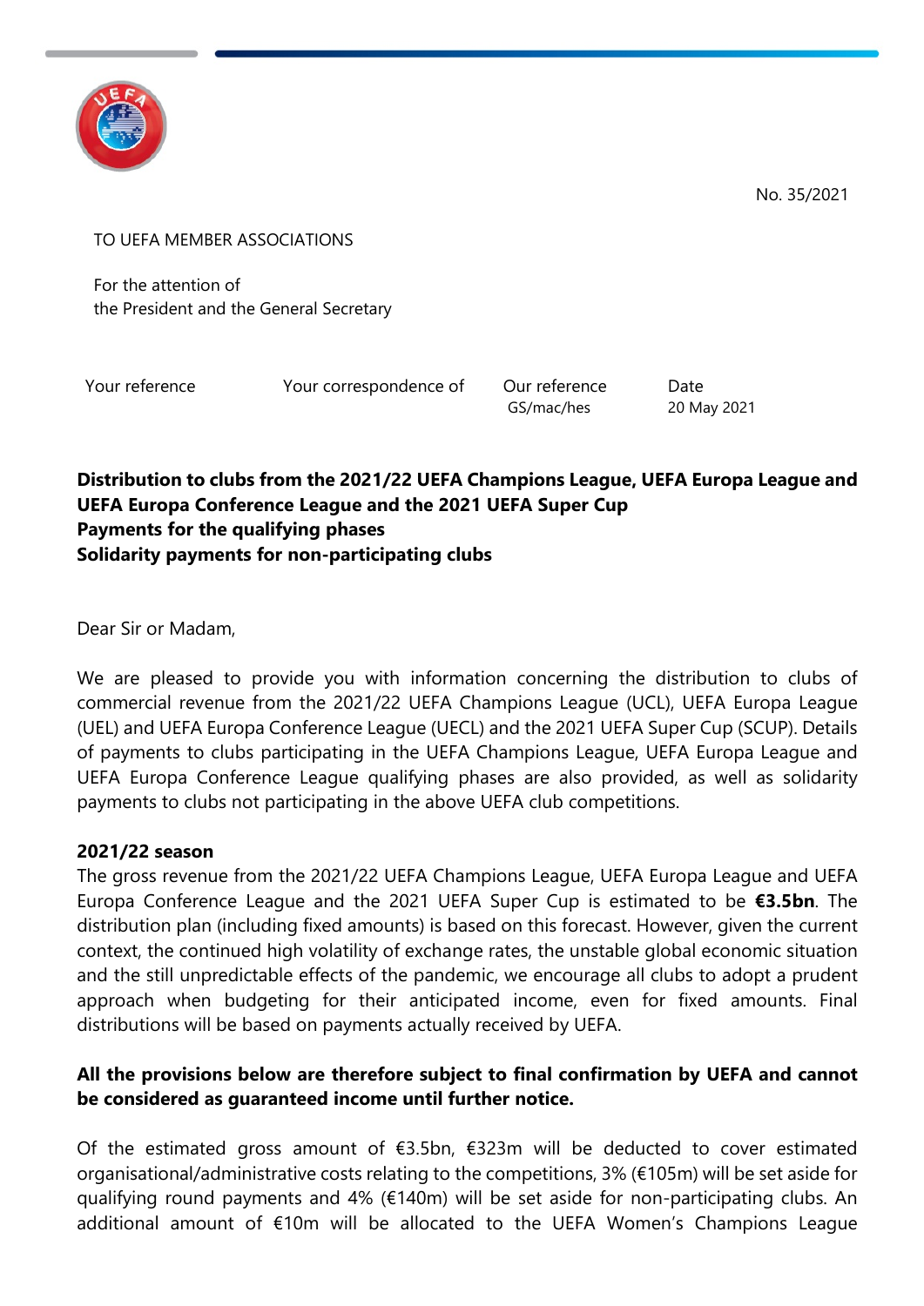No. 35/2021

TO UEFA MEMBER ASSOCIATIONS

For the attention of
the President and the General Secretary

| Your reference | Your correspondence of | Our reference | Date |
|---|---|---|---|
| | | GS/mac/hes | 20 May 2021 |

**Distribution to clubs from the 2021/22 UEFA Champions League, UEFA Europa League and UEFA Europa Conference League and the 2021 UEFA Super Cup**
**Payments for the qualifying phases**
**Solidarity payments for non-participating clubs**

Dear Sir or Madam,

We are pleased to provide you with information concerning the distribution to clubs of commercial revenue from the 2021/22 UEFA Champions League (UCL), UEFA Europa League (UEL) and UEFA Europa Conference League (UECL) and the 2021 UEFA Super Cup (SCUP). Details of payments to clubs participating in the UEFA Champions League, UEFA Europa League and UEFA Europa Conference League qualifying phases are also provided, as well as solidarity payments to clubs not participating in the above UEFA club competitions.

**2021/22 season**

The gross revenue from the 2021/22 UEFA Champions League, UEFA Europa League and UEFA Europa Conference League and the 2021 UEFA Super Cup is estimated to be **€3.5bn**. The distribution plan (including fixed amounts) is based on this forecast. However, given the current context, the continued high volatility of exchange rates, the unstable global economic situation and the still unpredictable effects of the pandemic, we encourage all clubs to adopt a prudent approach when budgeting for their anticipated income, even for fixed amounts. Final distributions will be based on payments actually received by UEFA.

**All the provisions below are therefore subject to final confirmation by UEFA and cannot be considered as guaranteed income until further notice.**

Of the estimated gross amount of €3.5bn, €323m will be deducted to cover estimated organisational/administrative costs relating to the competitions, 3% (€105m) will be set aside for qualifying round payments and 4% (€140m) will be set aside for non-participating clubs. An additional amount of €10m will be allocated to the UEFA Women's Champions League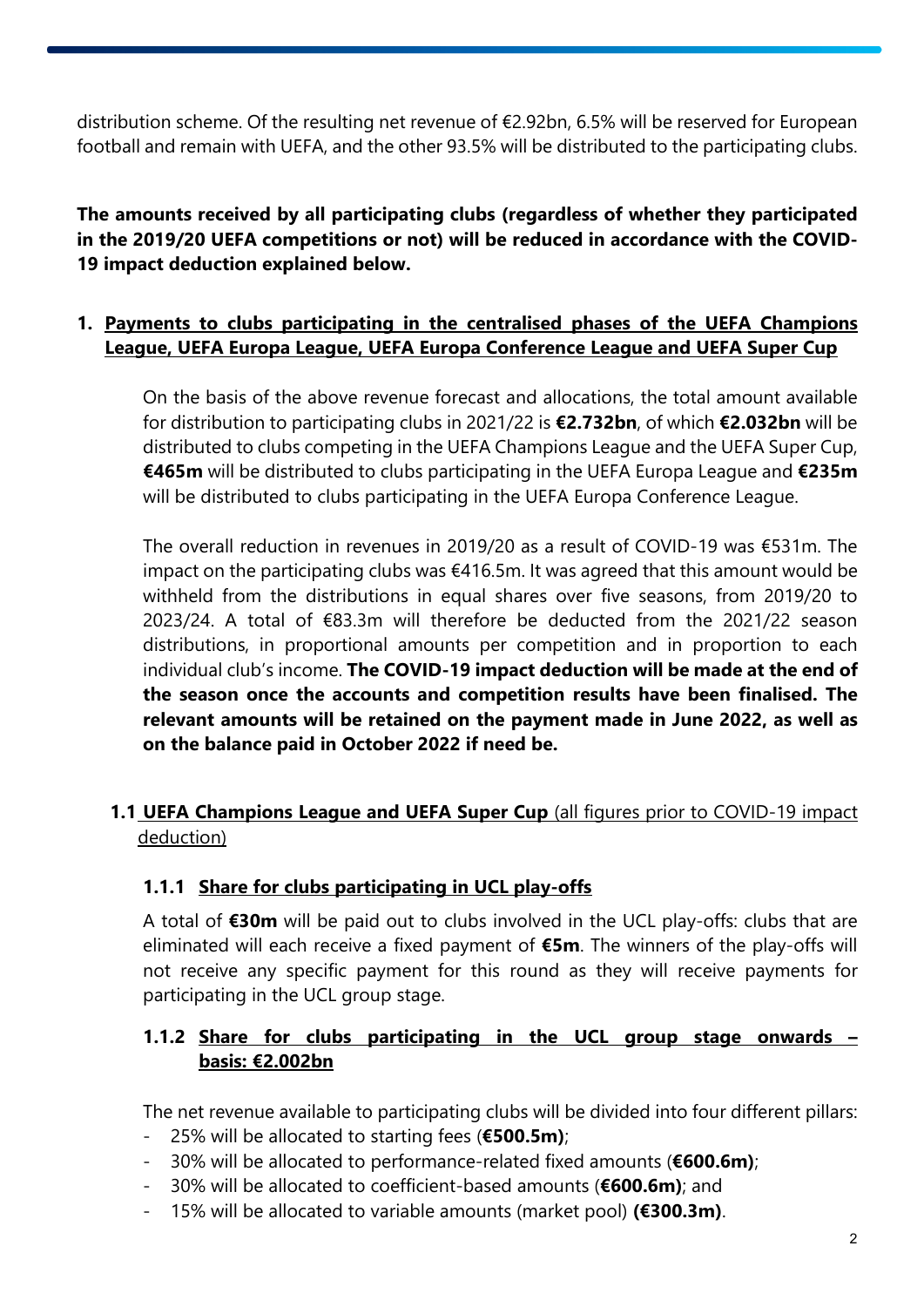distribution scheme. Of the resulting net revenue of €2.92bn, 6.5% will be reserved for European football and remain with UEFA, and the other 93.5% will be distributed to the participating clubs.

**The amounts received by all participating clubs (regardless of whether they participated in the 2019/20 UEFA competitions or not) will be reduced in accordance with the COVID-19 impact deduction explained below.**

## 1. Payments to clubs participating in the centralised phases of the UEFA Champions League, UEFA Europa League, UEFA Europa Conference League and UEFA Super Cup

On the basis of the above revenue forecast and allocations, the total amount available for distribution to participating clubs in 2021/22 is **€2.732bn**, of which **€2.032bn** will be distributed to clubs competing in the UEFA Champions League and the UEFA Super Cup, **€465m** will be distributed to clubs participating in the UEFA Europa League and **€235m** will be distributed to clubs participating in the UEFA Europa Conference League.

The overall reduction in revenues in 2019/20 as a result of COVID-19 was €531m. The impact on the participating clubs was €416.5m. It was agreed that this amount would be withheld from the distributions in equal shares over five seasons, from 2019/20 to 2023/24. A total of €83.3m will therefore be deducted from the 2021/22 season distributions, in proportional amounts per competition and in proportion to each individual club's income. **The COVID-19 impact deduction will be made at the end of the season once the accounts and competition results have been finalised. The relevant amounts will be retained on the payment made in June 2022, as well as on the balance paid in October 2022 if need be.**

### 1.1 UEFA Champions League and UEFA Super Cup (all figures prior to COVID-19 impact deduction)

#### 1.1.1 Share for clubs participating in UCL play-offs

A total of **€30m** will be paid out to clubs involved in the UCL play-offs: clubs that are eliminated will each receive a fixed payment of **€5m**. The winners of the play-offs will not receive any specific payment for this round as they will receive payments for participating in the UCL group stage.

#### 1.1.2 Share for clubs participating in the UCL group stage onwards – basis: €2.002bn

The net revenue available to participating clubs will be divided into four different pillars:

- 25% will be allocated to starting fees (**€500.5m)**;
- 30% will be allocated to performance-related fixed amounts (**€600.6m)**;
- 30% will be allocated to coefficient-based amounts (**€600.6m)**; and
- 15% will be allocated to variable amounts (market pool) **(€300.3m)**.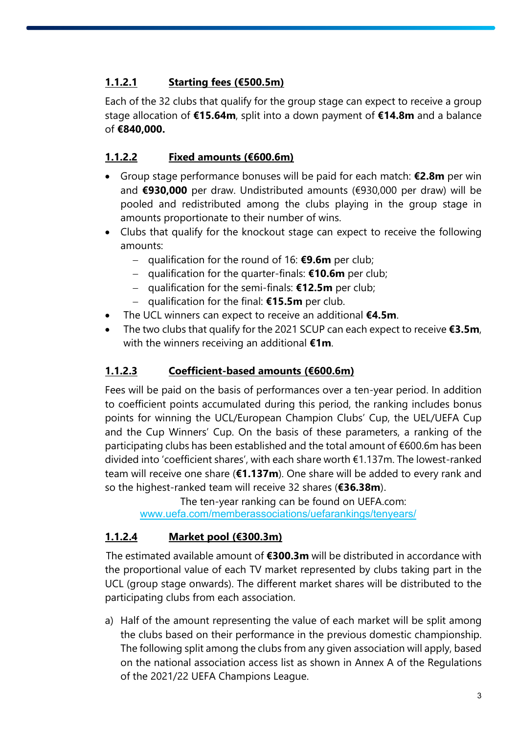#### 1.1.2.1 Starting fees (€500.5m)

Each of the 32 clubs that qualify for the group stage can expect to receive a group stage allocation of **€15.64m**, split into a down payment of **€14.8m** and a balance of **€840,000.**

#### 1.1.2.2 Fixed amounts (€600.6m)

- Group stage performance bonuses will be paid for each match: **€2.8m** per win and **€930,000** per draw. Undistributed amounts (€930,000 per draw) will be pooled and redistributed among the clubs playing in the group stage in amounts proportionate to their number of wins.
- Clubs that qualify for the knockout stage can expect to receive the following amounts:
  - qualification for the round of 16: **€9.6m** per club;
  - qualification for the quarter-finals: **€10.6m** per club;
  - qualification for the semi-finals: **€12.5m** per club;
  - qualification for the final: **€15.5m** per club.
- The UCL winners can expect to receive an additional **€4.5m**.
- The two clubs that qualify for the 2021 SCUP can each expect to receive **€3.5m**, with the winners receiving an additional **€1m**.

#### 1.1.2.3 Coefficient-based amounts (€600.6m)

Fees will be paid on the basis of performances over a ten-year period. In addition to coefficient points accumulated during this period, the ranking includes bonus points for winning the UCL/European Champion Clubs' Cup, the UEL/UEFA Cup and the Cup Winners' Cup. On the basis of these parameters, a ranking of the participating clubs has been established and the total amount of €600.6m has been divided into 'coefficient shares', with each share worth €1.137m. The lowest-ranked team will receive one share (**€1.137m**). One share will be added to every rank and so the highest-ranked team will receive 32 shares (**€36.38m**).

The ten-year ranking can be found on UEFA.com:
www.uefa.com/memberassociations/uefarankings/tenyears/

#### 1.1.2.4 Market pool (€300.3m)

The estimated available amount of **€300.3m** will be distributed in accordance with the proportional value of each TV market represented by clubs taking part in the UCL (group stage onwards). The different market shares will be distributed to the participating clubs from each association.

a) Half of the amount representing the value of each market will be split among the clubs based on their performance in the previous domestic championship. The following split among the clubs from any given association will apply, based on the national association access list as shown in Annex A of the Regulations of the 2021/22 UEFA Champions League.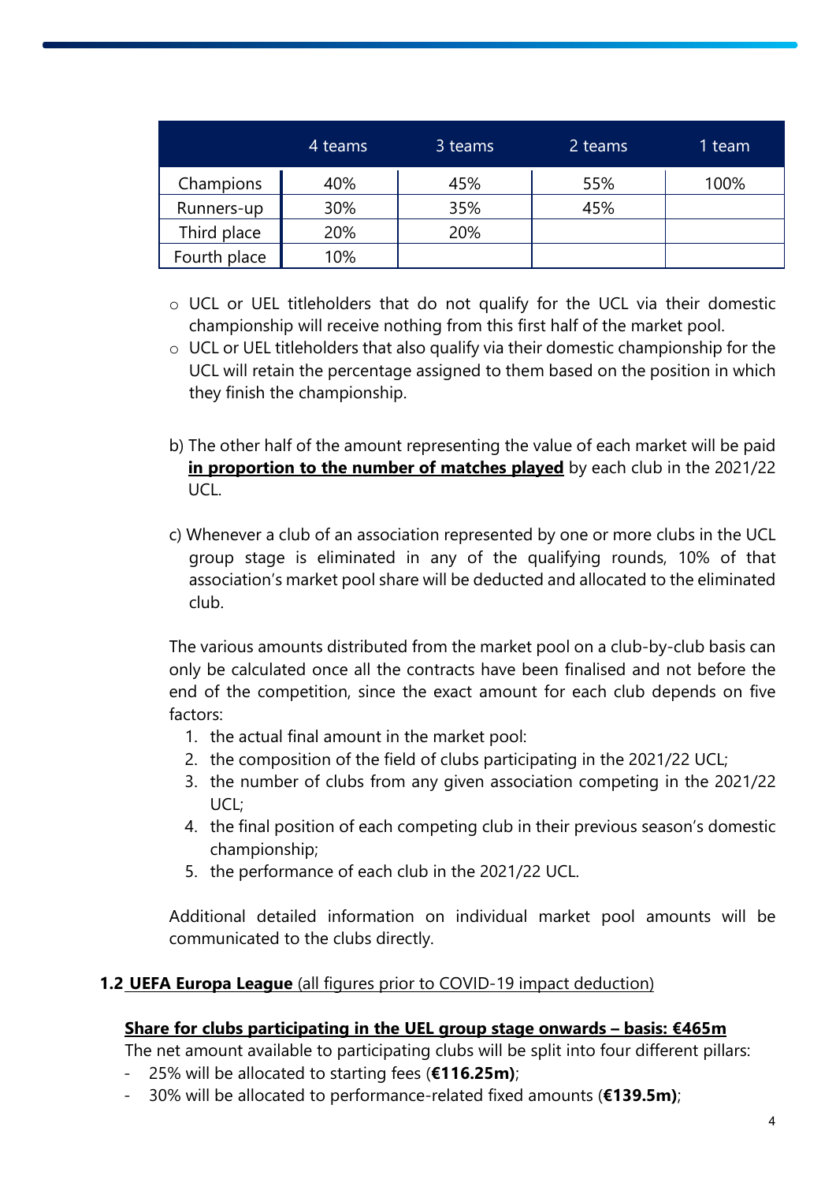| | 4 teams | 3 teams | 2 teams | 1 team |
|---|---|---|---|---|
| Champions | 40% | 45% | 55% | 100% |
| Runners-up | 30% | 35% | 45% | |
| Third place | 20% | 20% | | |
| Fourth place | 10% | | | |

- UCL or UEL titleholders that do not qualify for the UCL via their domestic championship will receive nothing from this first half of the market pool.
- UCL or UEL titleholders that also qualify via their domestic championship for the UCL will retain the percentage assigned to them based on the position in which they finish the championship.

b) The other half of the amount representing the value of each market will be paid **<u>in proportion to the number of matches played</u>** by each club in the 2021/22 UCL.

c) Whenever a club of an association represented by one or more clubs in the UCL group stage is eliminated in any of the qualifying rounds, 10% of that association's market pool share will be deducted and allocated to the eliminated club.

The various amounts distributed from the market pool on a club-by-club basis can only be calculated once all the contracts have been finalised and not before the end of the competition, since the exact amount for each club depends on five factors:

1. the actual final amount in the market pool:
2. the composition of the field of clubs participating in the 2021/22 UCL;
3. the number of clubs from any given association competing in the 2021/22 UCL;
4. the final position of each competing club in their previous season's domestic championship;
5. the performance of each club in the 2021/22 UCL.

Additional detailed information on individual market pool amounts will be communicated to the clubs directly.

### 1.2 <u>UEFA Europa League</u> <u>(all figures prior to COVID-19 impact deduction)</u>

**<u>Share for clubs participating in the UEL group stage onwards – basis: €465m</u>**

The net amount available to participating clubs will be split into four different pillars:

- 25% will be allocated to starting fees (**€116.25m)**;
- 30% will be allocated to performance-related fixed amounts (**€139.5m)**;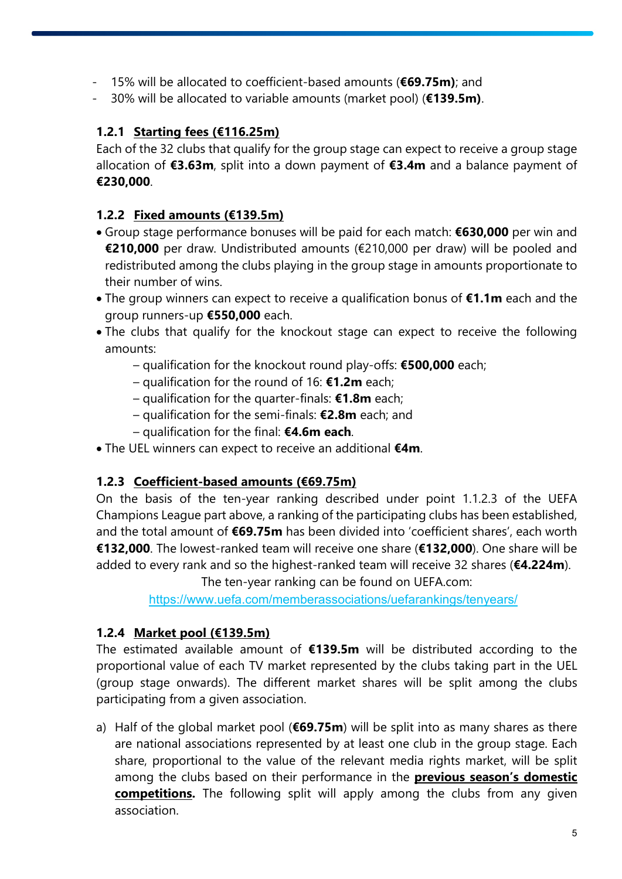- 15% will be allocated to coefficient-based amounts (**€69.75m)**; and
- 30% will be allocated to variable amounts (market pool) (**€139.5m)**.

### 1.2.1 Starting fees (€116.25m)

Each of the 32 clubs that qualify for the group stage can expect to receive a group stage allocation of **€3.63m**, split into a down payment of **€3.4m** and a balance payment of **€230,000**.

### 1.2.2 Fixed amounts (€139.5m)

- Group stage performance bonuses will be paid for each match: **€630,000** per win and **€210,000** per draw. Undistributed amounts (€210,000 per draw) will be pooled and redistributed among the clubs playing in the group stage in amounts proportionate to their number of wins.
- The group winners can expect to receive a qualification bonus of **€1.1m** each and the group runners-up **€550,000** each.
- The clubs that qualify for the knockout stage can expect to receive the following amounts:
  - qualification for the knockout round play-offs: **€500,000** each;
  - qualification for the round of 16: **€1.2m** each;
  - qualification for the quarter-finals: **€1.8m** each;
  - qualification for the semi-finals: **€2.8m** each; and
  - qualification for the final: **€4.6m each**.
- The UEL winners can expect to receive an additional **€4m**.

### 1.2.3 Coefficient-based amounts (€69.75m)

On the basis of the ten-year ranking described under point 1.1.2.3 of the UEFA Champions League part above, a ranking of the participating clubs has been established, and the total amount of **€69.75m** has been divided into 'coefficient shares', each worth **€132,000**. The lowest-ranked team will receive one share (**€132,000**). One share will be added to every rank and so the highest-ranked team will receive 32 shares (**€4.224m**).

The ten-year ranking can be found on UEFA.com:
https://www.uefa.com/memberassociations/uefarankings/tenyears/

### 1.2.4 Market pool (€139.5m)

The estimated available amount of **€139.5m** will be distributed according to the proportional value of each TV market represented by the clubs taking part in the UEL (group stage onwards). The different market shares will be split among the clubs participating from a given association.

a) Half of the global market pool (**€69.75m**) will be split into as many shares as there are national associations represented by at least one club in the group stage. Each share, proportional to the value of the relevant media rights market, will be split among the clubs based on their performance in the **previous season's domestic competitions.** The following split will apply among the clubs from any given association.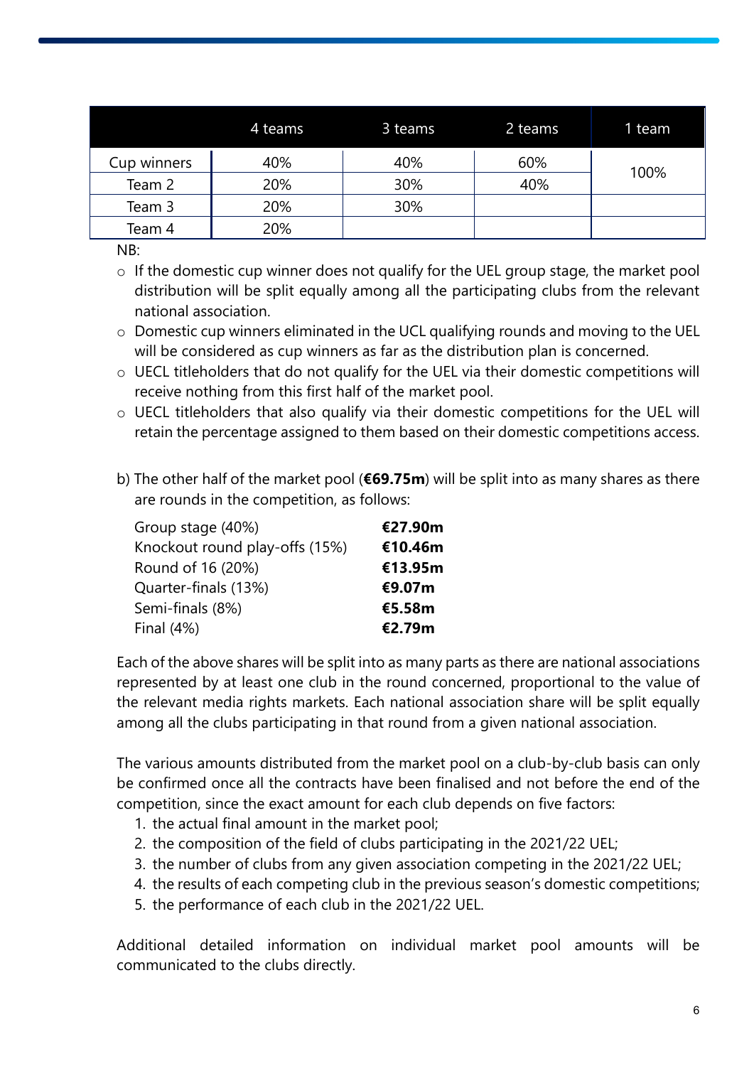|  | 4 teams | 3 teams | 2 teams | 1 team |
| --- | --- | --- | --- | --- |
| Cup winners | 40% | 40% | 60% | 100% |
| Team 2 | 20% | 30% | 40% |  |
| Team 3 | 20% | 30% |  |  |
| Team 4 | 20% |  |  |  |

NB:

- If the domestic cup winner does not qualify for the UEL group stage, the market pool distribution will be split equally among all the participating clubs from the relevant national association.
- Domestic cup winners eliminated in the UCL qualifying rounds and moving to the UEL will be considered as cup winners as far as the distribution plan is concerned.
- UECL titleholders that do not qualify for the UEL via their domestic competitions will receive nothing from this first half of the market pool.
- UECL titleholders that also qualify via their domestic competitions for the UEL will retain the percentage assigned to them based on their domestic competitions access.

b) The other half of the market pool (**€69.75m**) will be split into as many shares as there are rounds in the competition, as follows:

| | |
| --- | --- |
| Group stage (40%) | **€27.90m** |
| Knockout round play-offs (15%) | **€10.46m** |
| Round of 16 (20%) | **€13.95m** |
| Quarter-finals (13%) | **€9.07m** |
| Semi-finals (8%) | **€5.58m** |
| Final (4%) | **€2.79m** |

Each of the above shares will be split into as many parts as there are national associations represented by at least one club in the round concerned, proportional to the value of the relevant media rights markets. Each national association share will be split equally among all the clubs participating in that round from a given national association.

The various amounts distributed from the market pool on a club-by-club basis can only be confirmed once all the contracts have been finalised and not before the end of the competition, since the exact amount for each club depends on five factors:

1. the actual final amount in the market pool;
2. the composition of the field of clubs participating in the 2021/22 UEL;
3. the number of clubs from any given association competing in the 2021/22 UEL;
4. the results of each competing club in the previous season's domestic competitions;
5. the performance of each club in the 2021/22 UEL.

Additional detailed information on individual market pool amounts will be communicated to the clubs directly.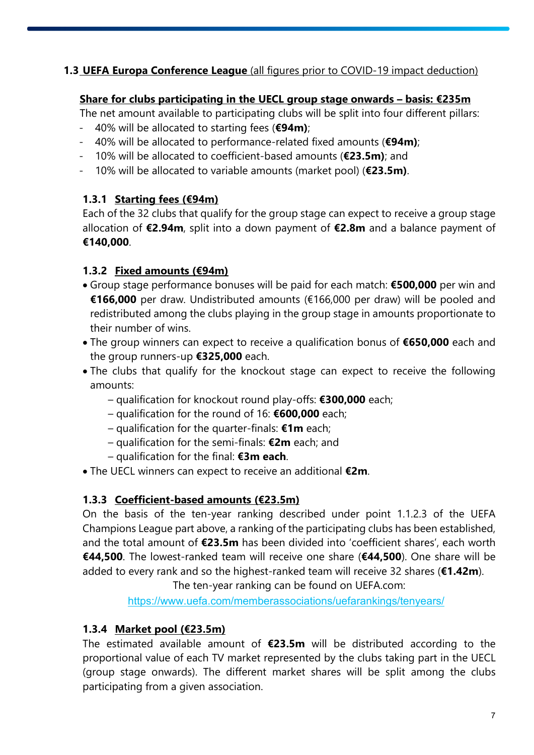## 1.3 UEFA Europa Conference League (all figures prior to COVID-19 impact deduction)

**Share for clubs participating in the UECL group stage onwards – basis: €235m**

The net amount available to participating clubs will be split into four different pillars:

- 40% will be allocated to starting fees (**€94m)**;
- 40% will be allocated to performance-related fixed amounts (**€94m)**;
- 10% will be allocated to coefficient-based amounts (**€23.5m)**; and
- 10% will be allocated to variable amounts (market pool) (**€23.5m)**.

### 1.3.1 Starting fees (€94m)

Each of the 32 clubs that qualify for the group stage can expect to receive a group stage allocation of **€2.94m**, split into a down payment of **€2.8m** and a balance payment of **€140,000**.

### 1.3.2 Fixed amounts (€94m)

- Group stage performance bonuses will be paid for each match: **€500,000** per win and **€166,000** per draw. Undistributed amounts (€166,000 per draw) will be pooled and redistributed among the clubs playing in the group stage in amounts proportionate to their number of wins.
- The group winners can expect to receive a qualification bonus of **€650,000** each and the group runners-up **€325,000** each.
- The clubs that qualify for the knockout stage can expect to receive the following amounts:
  - qualification for knockout round play-offs: **€300,000** each;
  - qualification for the round of 16: **€600,000** each;
  - qualification for the quarter-finals: **€1m** each;
  - qualification for the semi-finals: **€2m** each; and
  - qualification for the final: **€3m each**.
- The UECL winners can expect to receive an additional **€2m**.

### 1.3.3 Coefficient-based amounts (€23.5m)

On the basis of the ten-year ranking described under point 1.1.2.3 of the UEFA Champions League part above, a ranking of the participating clubs has been established, and the total amount of **€23.5m** has been divided into 'coefficient shares', each worth **€44,500**. The lowest-ranked team will receive one share (**€44,500**). One share will be added to every rank and so the highest-ranked team will receive 32 shares (**€1.42m**).

The ten-year ranking can be found on UEFA.com:

https://www.uefa.com/memberassociations/uefarankings/tenyears/

### 1.3.4 Market pool (€23.5m)

The estimated available amount of **€23.5m** will be distributed according to the proportional value of each TV market represented by the clubs taking part in the UECL (group stage onwards). The different market shares will be split among the clubs participating from a given association.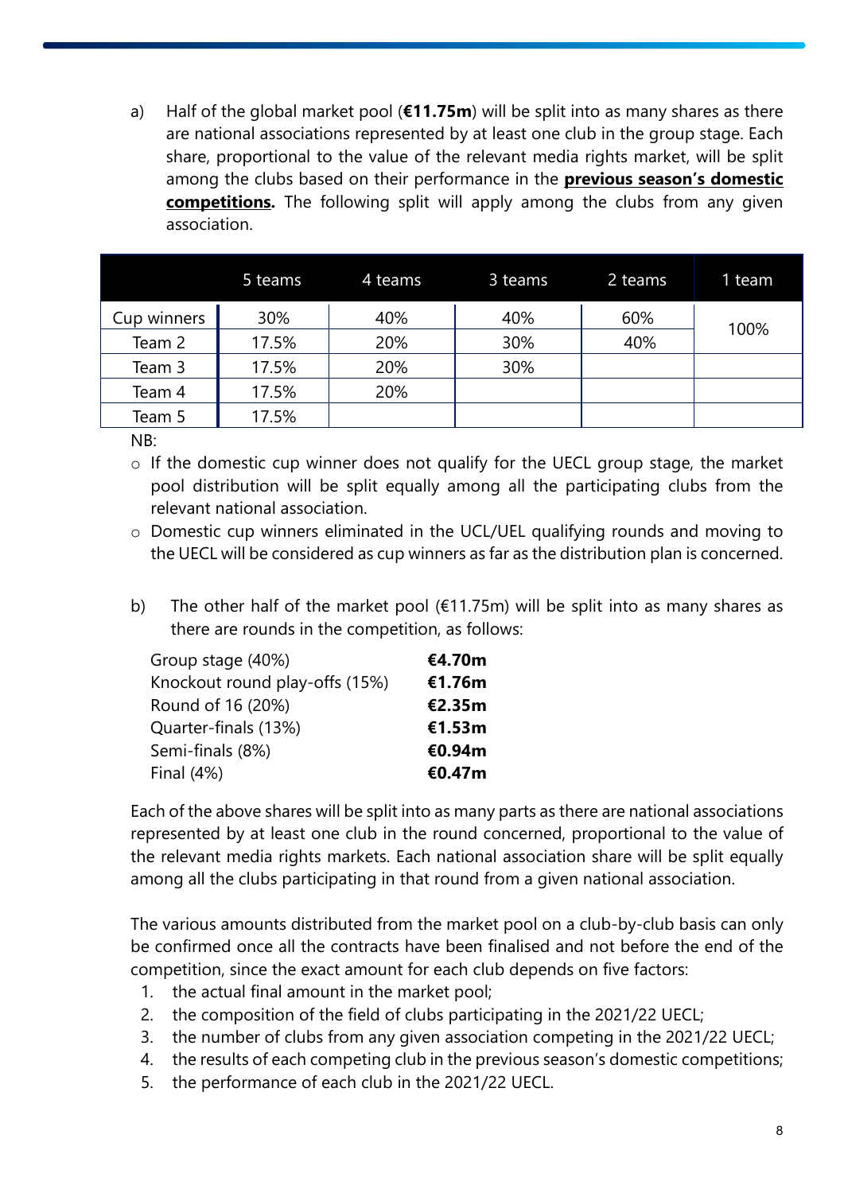a) Half of the global market pool (**€11.75m**) will be split into as many shares as there are national associations represented by at least one club in the group stage. Each share, proportional to the value of the relevant media rights market, will be split among the clubs based on their performance in the **previous season's domestic competitions.** The following split will apply among the clubs from any given association.

| | 5 teams | 4 teams | 3 teams | 2 teams | 1 team |
|---|---|---|---|---|---|
| Cup winners | 30% | 40% | 40% | 60% | 100% |
| Team 2 | 17.5% | 20% | 30% | 40% | |
| Team 3 | 17.5% | 20% | 30% | | |
| Team 4 | 17.5% | 20% | | | |
| Team 5 | 17.5% | | | | |

NB:

- If the domestic cup winner does not qualify for the UECL group stage, the market pool distribution will be split equally among all the participating clubs from the relevant national association.
- Domestic cup winners eliminated in the UCL/UEL qualifying rounds and moving to the UECL will be considered as cup winners as far as the distribution plan is concerned.

b) The other half of the market pool (€11.75m) will be split into as many shares as there are rounds in the competition, as follows:

| | |
|---|---|
| Group stage (40%) | **€4.70m** |
| Knockout round play-offs (15%) | **€1.76m** |
| Round of 16 (20%) | **€2.35m** |
| Quarter-finals (13%) | **€1.53m** |
| Semi-finals (8%) | **€0.94m** |
| Final (4%) | **€0.47m** |

Each of the above shares will be split into as many parts as there are national associations represented by at least one club in the round concerned, proportional to the value of the relevant media rights markets. Each national association share will be split equally among all the clubs participating in that round from a given national association.

The various amounts distributed from the market pool on a club-by-club basis can only be confirmed once all the contracts have been finalised and not before the end of the competition, since the exact amount for each club depends on five factors:

1. the actual final amount in the market pool;
2. the composition of the field of clubs participating in the 2021/22 UECL;
3. the number of clubs from any given association competing in the 2021/22 UECL;
4. the results of each competing club in the previous season's domestic competitions;
5. the performance of each club in the 2021/22 UECL.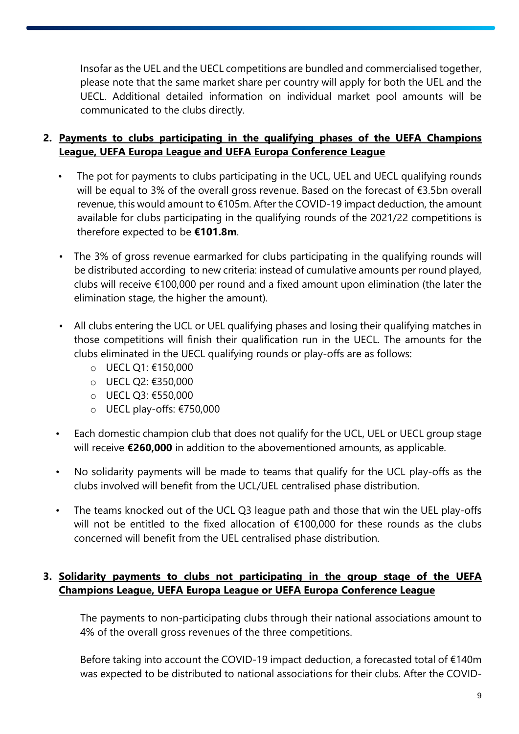Insofar as the UEL and the UECL competitions are bundled and commercialised together, please note that the same market share per country will apply for both the UEL and the UECL. Additional detailed information on individual market pool amounts will be communicated to the clubs directly.

## 2. <u>Payments to clubs participating in the qualifying phases of the UEFA Champions League, UEFA Europa League and UEFA Europa Conference League</u>

- The pot for payments to clubs participating in the UCL, UEL and UECL qualifying rounds will be equal to 3% of the overall gross revenue. Based on the forecast of €3.5bn overall revenue, this would amount to €105m. After the COVID-19 impact deduction, the amount available for clubs participating in the qualifying rounds of the 2021/22 competitions is therefore expected to be **€101.8m**.
- The 3% of gross revenue earmarked for clubs participating in the qualifying rounds will be distributed according to new criteria: instead of cumulative amounts per round played, clubs will receive €100,000 per round and a fixed amount upon elimination (the later the elimination stage, the higher the amount).
- All clubs entering the UCL or UEL qualifying phases and losing their qualifying matches in those competitions will finish their qualification run in the UECL. The amounts for the clubs eliminated in the UECL qualifying rounds or play-offs are as follows:
  - UECL Q1: €150,000
  - UECL Q2: €350,000
  - UECL Q3: €550,000
  - UECL play-offs: €750,000
- Each domestic champion club that does not qualify for the UCL, UEL or UECL group stage will receive **€260,000** in addition to the abovementioned amounts, as applicable.
- No solidarity payments will be made to teams that qualify for the UCL play-offs as the clubs involved will benefit from the UCL/UEL centralised phase distribution.
- The teams knocked out of the UCL Q3 league path and those that win the UEL play-offs will not be entitled to the fixed allocation of €100,000 for these rounds as the clubs concerned will benefit from the UEL centralised phase distribution.

## 3. <u>Solidarity payments to clubs not participating in the group stage of the UEFA Champions League, UEFA Europa League or UEFA Europa Conference League</u>

The payments to non-participating clubs through their national associations amount to 4% of the overall gross revenues of the three competitions.

Before taking into account the COVID-19 impact deduction, a forecasted total of €140m was expected to be distributed to national associations for their clubs. After the COVID-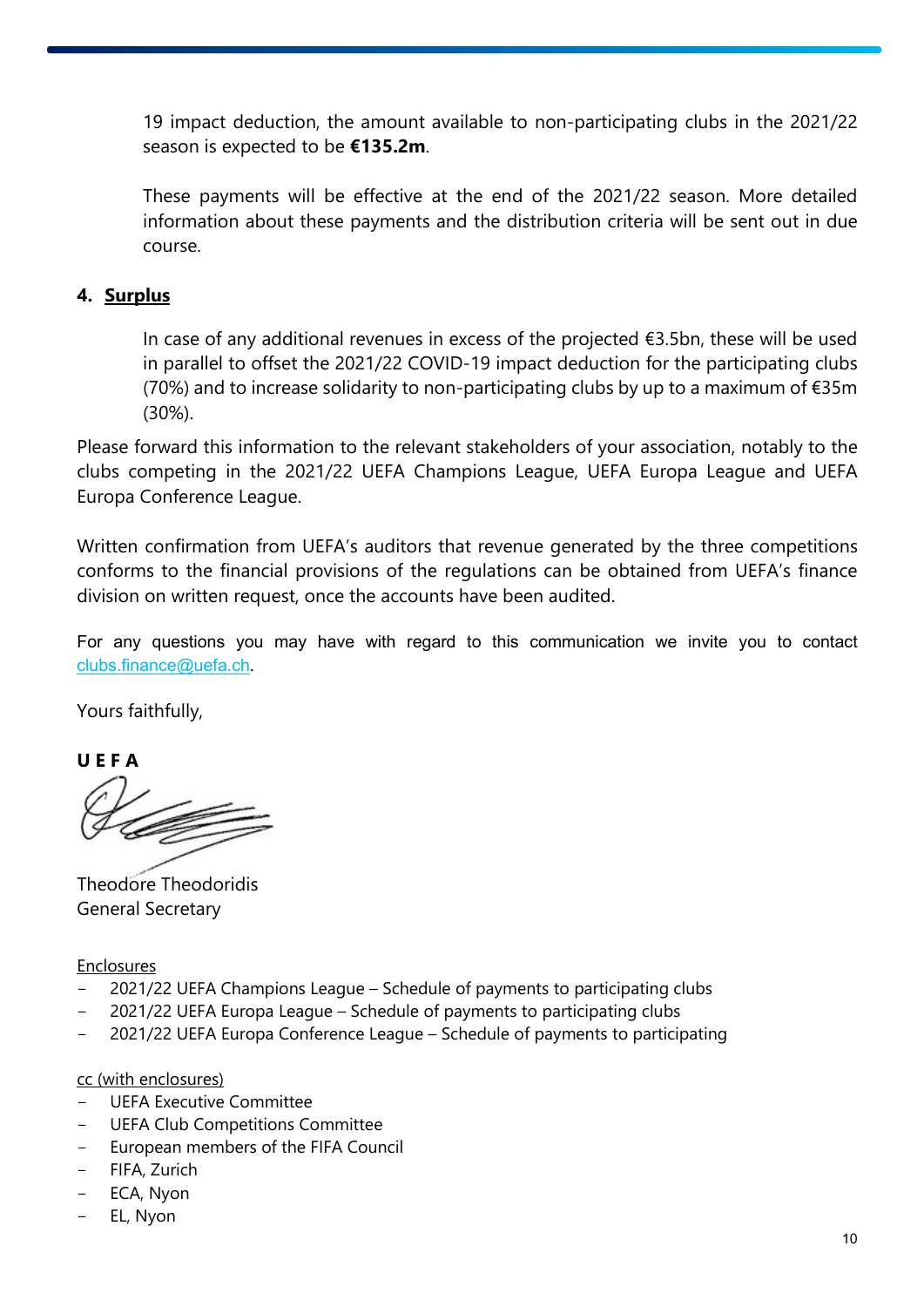19 impact deduction, the amount available to non-participating clubs in the 2021/22 season is expected to be **€135.2m**.

These payments will be effective at the end of the 2021/22 season. More detailed information about these payments and the distribution criteria will be sent out in due course.

## 4. Surplus

In case of any additional revenues in excess of the projected €3.5bn, these will be used in parallel to offset the 2021/22 COVID-19 impact deduction for the participating clubs (70%) and to increase solidarity to non-participating clubs by up to a maximum of €35m (30%).

Please forward this information to the relevant stakeholders of your association, notably to the clubs competing in the 2021/22 UEFA Champions League, UEFA Europa League and UEFA Europa Conference League.

Written confirmation from UEFA's auditors that revenue generated by the three competitions conforms to the financial provisions of the regulations can be obtained from UEFA's finance division on written request, once the accounts have been audited.

For any questions you may have with regard to this communication we invite you to contact clubs.finance@uefa.ch.

Yours faithfully,

**U E F A**

Theodore Theodoridis
General Secretary

Enclosures

- 2021/22 UEFA Champions League – Schedule of payments to participating clubs
- 2021/22 UEFA Europa League – Schedule of payments to participating clubs
- 2021/22 UEFA Europa Conference League – Schedule of payments to participating

cc (with enclosures)

- UEFA Executive Committee
- UEFA Club Competitions Committee
- European members of the FIFA Council
- FIFA, Zurich
- ECA, Nyon
- EL, Nyon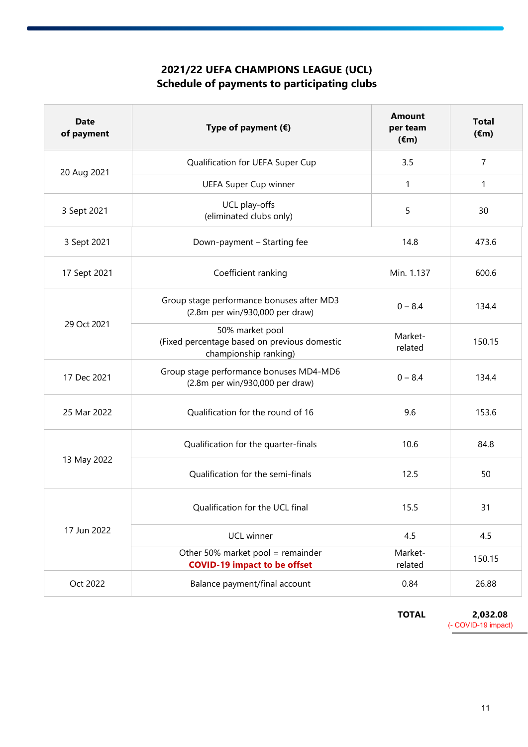# 2021/22 UEFA CHAMPIONS LEAGUE (UCL)
## Schedule of payments to participating clubs

| Date of payment | Type of payment (€) | Amount per team (€m) | Total (€m) |
|---|---|---|---|
| 20 Aug 2021 | Qualification for UEFA Super Cup | 3.5 | 7 |
| | UEFA Super Cup winner | 1 | 1 |
| 3 Sept 2021 | UCL play-offs (eliminated clubs only) | 5 | 30 |
| 3 Sept 2021 | Down-payment – Starting fee | 14.8 | 473.6 |
| 17 Sept 2021 | Coefficient ranking | Min. 1.137 | 600.6 |
| 29 Oct 2021 | Group stage performance bonuses after MD3 (2.8m per win/930,000 per draw) | 0 – 8.4 | 134.4 |
| | 50% market pool (Fixed percentage based on previous domestic championship ranking) | Market-related | 150.15 |
| 17 Dec 2021 | Group stage performance bonuses MD4-MD6 (2.8m per win/930,000 per draw) | 0 – 8.4 | 134.4 |
| 25 Mar 2022 | Qualification for the round of 16 | 9.6 | 153.6 |
| 13 May 2022 | Qualification for the quarter-finals | 10.6 | 84.8 |
| | Qualification for the semi-finals | 12.5 | 50 |
| 17 Jun 2022 | Qualification for the UCL final | 15.5 | 31 |
| | UCL winner | 4.5 | 4.5 |
| | Other 50% market pool = remainder **COVID-19 impact to be offset** | Market-related | 150.15 |
| Oct 2022 | Balance payment/final account | 0.84 | 26.88 |
| | | **TOTAL** | **2,032.08** (- COVID-19 impact) |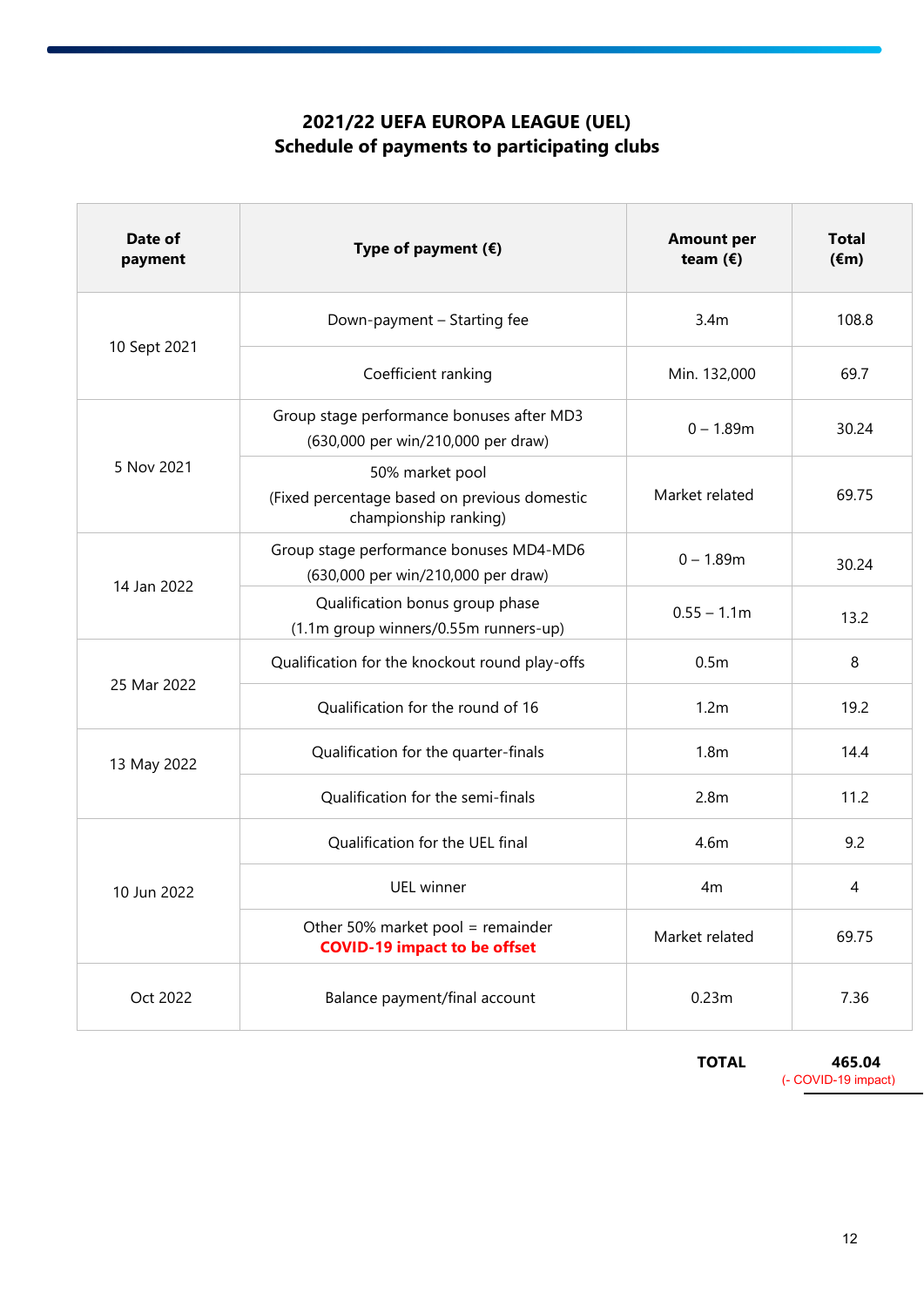## 2021/22 UEFA EUROPA LEAGUE (UEL)
## Schedule of payments to participating clubs

| Date of payment | Type of payment (€) | Amount per team (€) | Total (€m) |
|---|---|---|---|
| 10 Sept 2021 | Down-payment – Starting fee | 3.4m | 108.8 |
| | Coefficient ranking | Min. 132,000 | 69.7 |
| 5 Nov 2021 | Group stage performance bonuses after MD3 (630,000 per win/210,000 per draw) | 0 – 1.89m | 30.24 |
| | 50% market pool (Fixed percentage based on previous domestic championship ranking) | Market related | 69.75 |
| 14 Jan 2022 | Group stage performance bonuses MD4-MD6 (630,000 per win/210,000 per draw) | 0 – 1.89m | 30.24 |
| | Qualification bonus group phase (1.1m group winners/0.55m runners-up) | 0.55 – 1.1m | 13.2 |
| 25 Mar 2022 | Qualification for the knockout round play-offs | 0.5m | 8 |
| | Qualification for the round of 16 | 1.2m | 19.2 |
| 13 May 2022 | Qualification for the quarter-finals | 1.8m | 14.4 |
| | Qualification for the semi-finals | 2.8m | 11.2 |
| 10 Jun 2022 | Qualification for the UEL final | 4.6m | 9.2 |
| | UEL winner | 4m | 4 |
| | Other 50% market pool = remainder **COVID-19 impact to be offset** | Market related | 69.75 |
| Oct 2022 | Balance payment/final account | 0.23m | 7.36 |
| | | **TOTAL** | **465.04** (- COVID-19 impact) |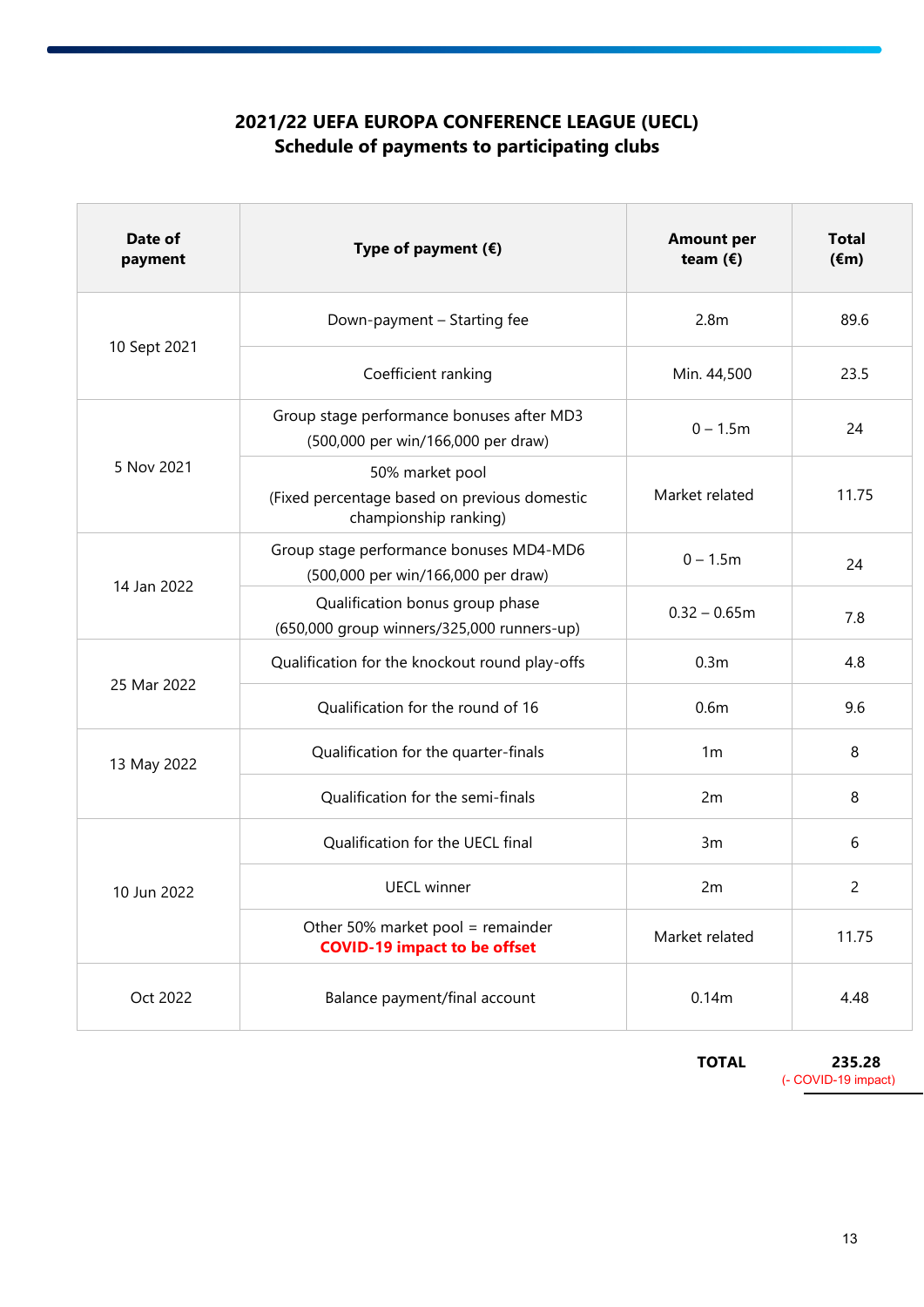## 2021/22 UEFA EUROPA CONFERENCE LEAGUE (UECL)
## Schedule of payments to participating clubs

| Date of payment | Type of payment (€) | Amount per team (€) | Total (€m) |
|---|---|---|---|
| 10 Sept 2021 | Down-payment – Starting fee | 2.8m | 89.6 |
| | Coefficient ranking | Min. 44,500 | 23.5 |
| 5 Nov 2021 | Group stage performance bonuses after MD3 (500,000 per win/166,000 per draw) | 0 – 1.5m | 24 |
| | 50% market pool (Fixed percentage based on previous domestic championship ranking) | Market related | 11.75 |
| 14 Jan 2022 | Group stage performance bonuses MD4-MD6 (500,000 per win/166,000 per draw) | 0 – 1.5m | 24 |
| | Qualification bonus group phase (650,000 group winners/325,000 runners-up) | 0.32 – 0.65m | 7.8 |
| 25 Mar 2022 | Qualification for the knockout round play-offs | 0.3m | 4.8 |
| | Qualification for the round of 16 | 0.6m | 9.6 |
| 13 May 2022 | Qualification for the quarter-finals | 1m | 8 |
| | Qualification for the semi-finals | 2m | 8 |
| 10 Jun 2022 | Qualification for the UECL final | 3m | 6 |
| | UECL winner | 2m | 2 |
| | Other 50% market pool = remainder **COVID-19 impact to be offset** | Market related | 11.75 |
| Oct 2022 | Balance payment/final account | 0.14m | 4.48 |

**TOTAL** **235.28**
(- COVID-19 impact)